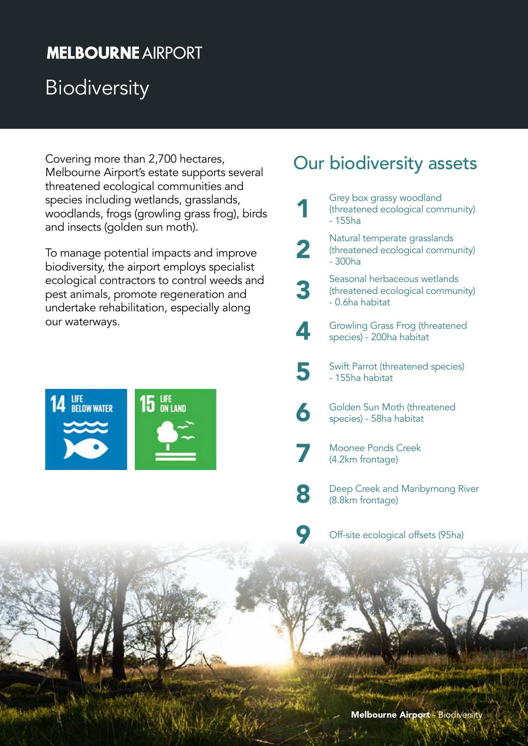# MELBOURNE AIRPORT

## Biodiversity

Covering more than 2,700 hectares, Melbourne Airport's estate supports several threatened ecological communities and species including wetlands, grasslands, woodlands, frogs (growling grass frog), birds and insects (golden sun moth).

To manage potential impacts and improve biodiversity, the airport employs specialist ecological contractors to control weeds and pest animals, promote regeneration and undertake rehabilitation, especially along our waterways.

14 LIFE BELOW WATER

15 LIFE ON LAND

## Our biodiversity assets

1. Grey box grassy woodland (threatened ecological community) - 155ha
2. Natural temperate grasslands (threatened ecological community) - 300ha
3. Seasonal herbaceous wetlands (threatened ecological community) - 0.6ha habitat
4. Growling Grass Frog (threatened species) - 200ha habitat
5. Swift Parrot (threatened species) - 155ha habitat
6. Golden Sun Moth (threatened species) - 58ha habitat
7. Moonee Ponds Creek (4.2km frontage)
8. Deep Creek and Maribyrnong River (8.8km frontage)
9. Off-site ecological offsets (95ha)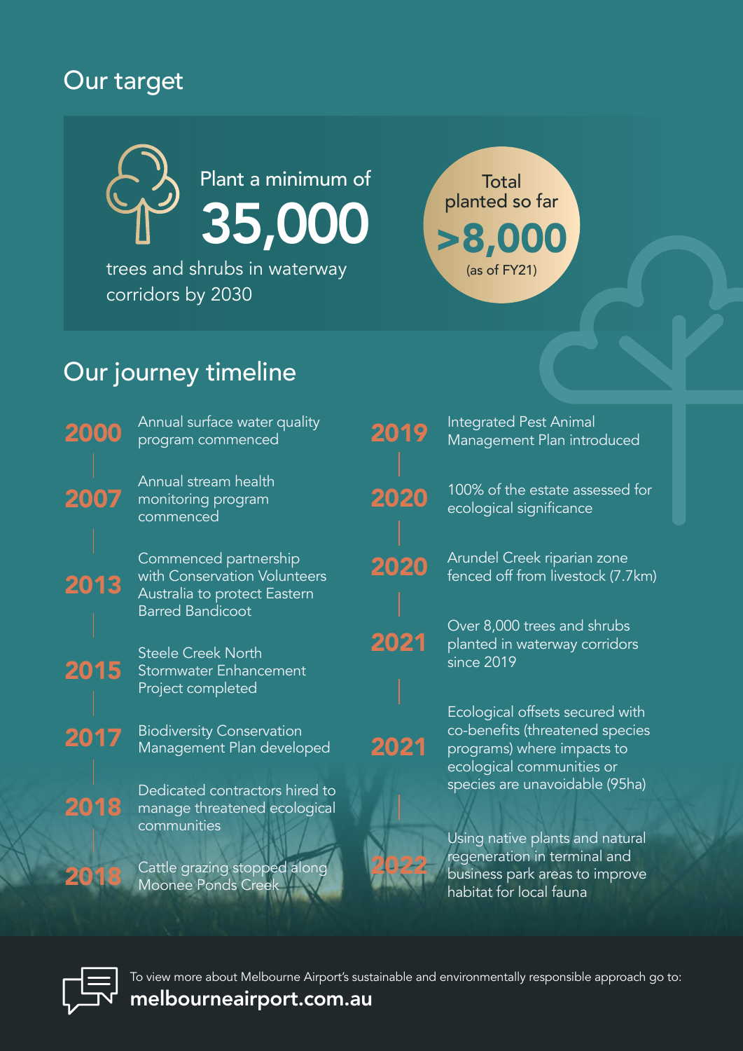## Our target

Plant a minimum of

**35,000**

trees and shrubs in waterway corridors by 2030

Total planted so far

**>8,000**

(as of FY21)

## Our journey timeline

**2000** Annual surface water quality program commenced

**2007** Annual stream health monitoring program commenced

**2013** Commenced partnership with Conservation Volunteers Australia to protect Eastern Barred Bandicoot

**2015** Steele Creek North Stormwater Enhancement Project completed

**2017** Biodiversity Conservation Management Plan developed

**2018** Dedicated contractors hired to manage threatened ecological communities

**2018** Cattle grazing stopped along Moonee Ponds Creek

**2019** Integrated Pest Animal Management Plan introduced

**2020** 100% of the estate assessed for ecological significance

**2020** Arundel Creek riparian zone fenced off from livestock (7.7km)

**2021** Over 8,000 trees and shrubs planted in waterway corridors since 2019

**2021** Ecological offsets secured with co-benefits (threatened species programs) where impacts to ecological communities or species are unavoidable (95ha)

**2022** Using native plants and natural regeneration in terminal and business park areas to improve habitat for local fauna

To view more about Melbourne Airport's sustainable and environmentally responsible approach go to:

**melbourneairport.com.au**